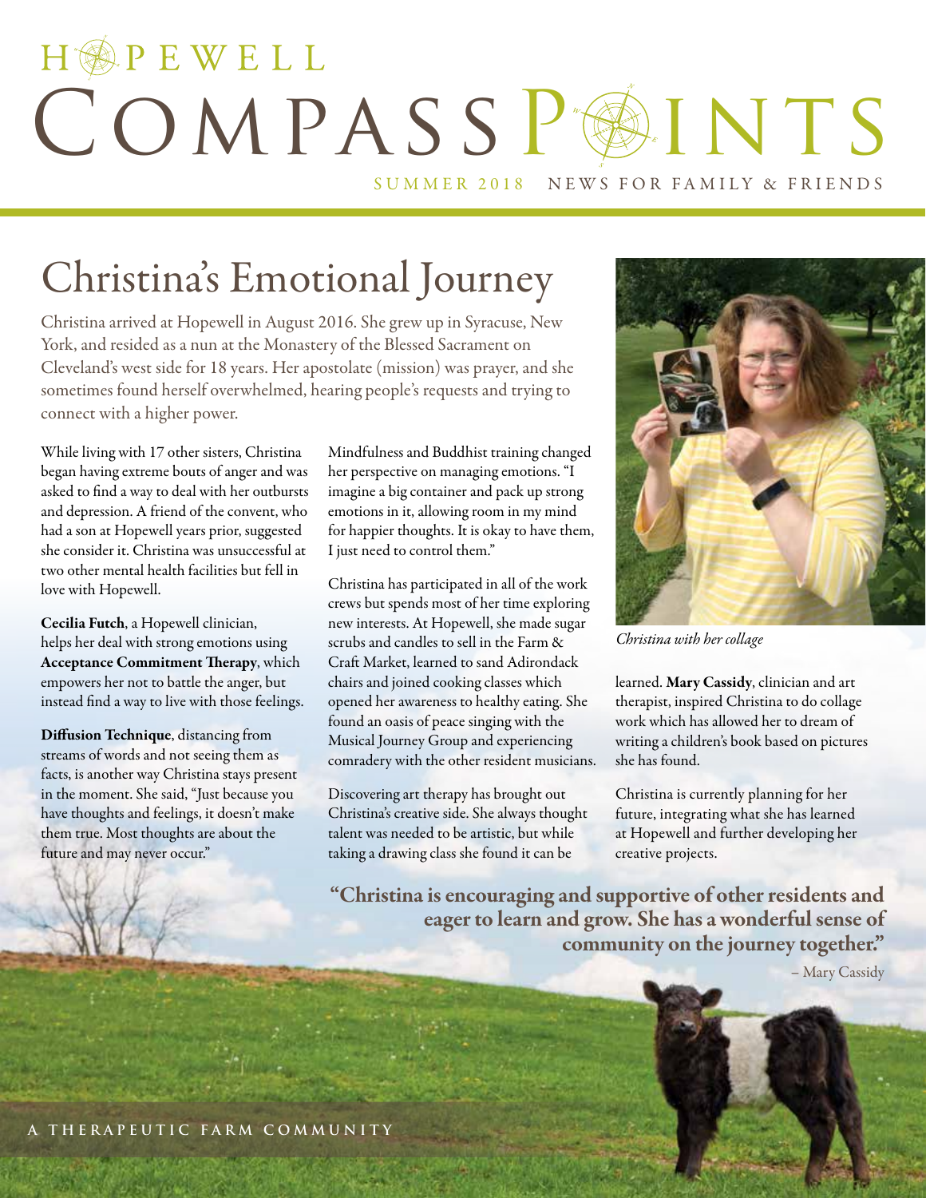# Hopewell Compass Points

SUMMER 2018 NEWS FOR FAMILY & FRIENDS

## Christina's Emotional Journey

Christina arrived at Hopewell in August 2016. She grew up in Syracuse, New York, and resided as a nun at the Monastery of the Blessed Sacrament on Cleveland's west side for 18 years. Her apostolate (mission) was prayer, and she sometimes found herself overwhelmed, hearing people's requests and trying to connect with a higher power.

While living with 17 other sisters, Christina began having extreme bouts of anger and was asked to find a way to deal with her outbursts and depression. A friend of the convent, who had a son at Hopewell years prior, suggested she consider it. Christina was unsuccessful at two other mental health facilities but fell in love with Hopewell.

**Cecilia Futch**, a Hopewell clinician, helps her deal with strong emotions using **Acceptance Commitment Therapy**, which empowers her not to battle the anger, but instead find a way to live with those feelings.

**Diffusion Technique**, distancing from streams of words and not seeing them as facts, is another way Christina stays present in the moment. She said, "Just because you have thoughts and feelings, it doesn't make them true. Most thoughts are about the future and may never occur."

Mindfulness and Buddhist training changed her perspective on managing emotions. "I imagine a big container and pack up strong emotions in it, allowing room in my mind for happier thoughts. It is okay to have them, I just need to control them."

Christina has participated in all of the work crews but spends most of her time exploring new interests. At Hopewell, she made sugar scrubs and candles to sell in the Farm & Craft Market, learned to sand Adirondack chairs and joined cooking classes which opened her awareness to healthy eating. She found an oasis of peace singing with the Musical Journey Group and experiencing comradery with the other resident musicians.

Discovering art therapy has brought out Christina's creative side. She always thought talent was needed to be artistic, but while taking a drawing class she found it can be learned. **Mary Cassidy**, clinician and art therapist, inspired Christina to do collage work which has allowed her to dream of writing a children's book based on pictures she has found.

*Christina with her collage*

Christina is currently planning for her future, integrating what she has learned at Hopewell and further developing her creative projects.

> **"Christina is encouraging and supportive of other residents and eager to learn and grow. She has a wonderful sense of community on the journey together."**
>
> – Mary Cassidy

A THERAPEUTIC FARM COMMUNITY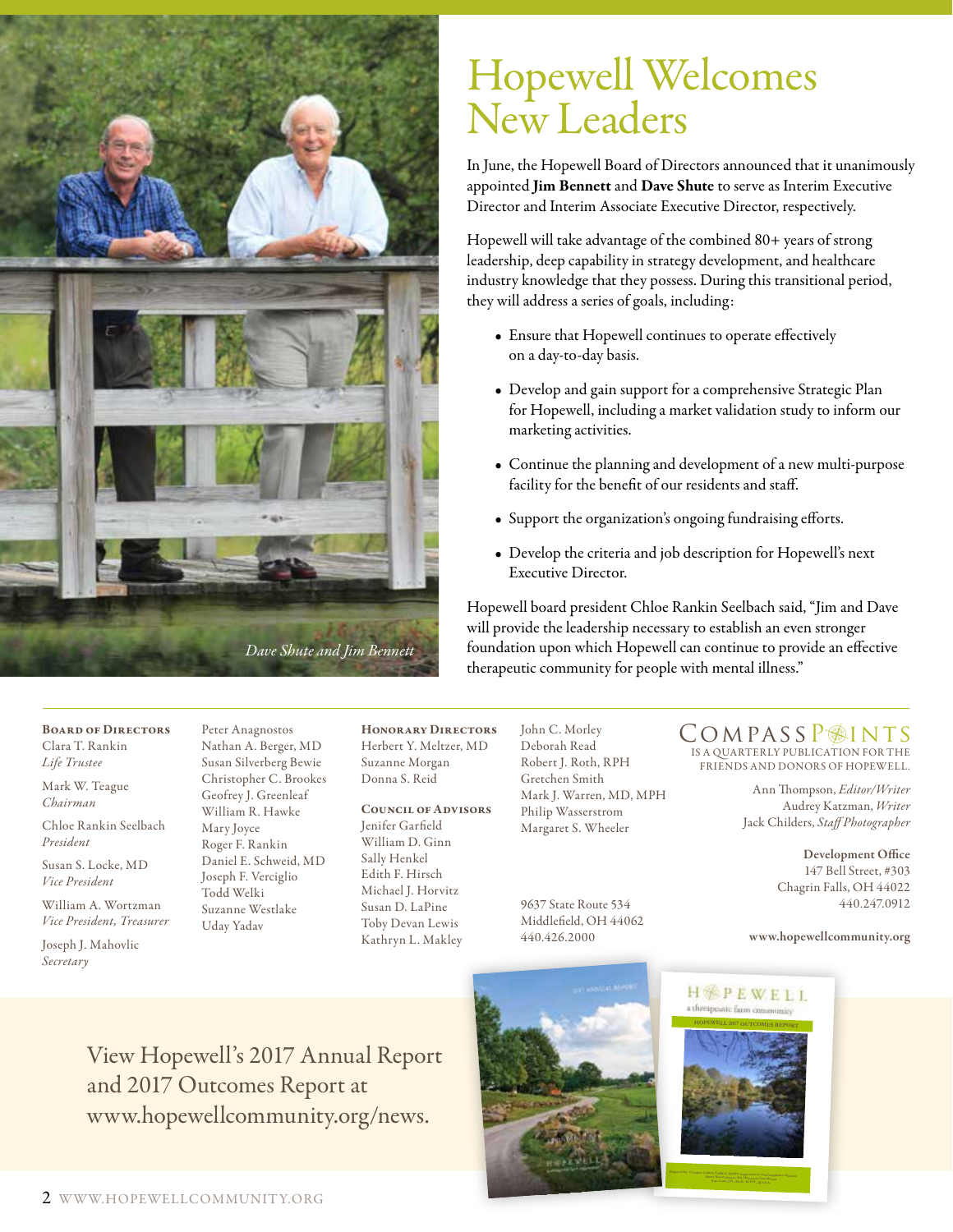# Hopewell Welcomes New Leaders

Dave Shute and Jim Bennett

In June, the Hopewell Board of Directors announced that it unanimously appointed **Jim Bennett** and **Dave Shute** to serve as Interim Executive Director and Interim Associate Executive Director, respectively.

Hopewell will take advantage of the combined 80+ years of strong leadership, deep capability in strategy development, and healthcare industry knowledge that they possess. During this transitional period, they will address a series of goals, including:

- Ensure that Hopewell continues to operate effectively on a day-to-day basis.
- Develop and gain support for a comprehensive Strategic Plan for Hopewell, including a market validation study to inform our marketing activities.
- Continue the planning and development of a new multi-purpose facility for the benefit of our residents and staff.
- Support the organization's ongoing fundraising efforts.
- Develop the criteria and job description for Hopewell's next Executive Director.

Hopewell board president Chloe Rankin Seelbach said, "Jim and Dave will provide the leadership necessary to establish an even stronger foundation upon which Hopewell can continue to provide an effective therapeutic community for people with mental illness."

---

**Board of Directors**

Clara T. Rankin
*Life Trustee*

Mark W. Teague
*Chairman*

Chloe Rankin Seelbach
*President*

Susan S. Locke, MD
*Vice President*

William A. Wortzman
*Vice President, Treasurer*

Joseph J. Mahovlic
*Secretary*

Peter Anagnostos
Nathan A. Berger, MD
Susan Silverberg Bewie
Christopher C. Brookes
Geoffrey J. Greenleaf
William R. Hawke
Mary Joyce
Roger F. Rankin
Daniel E. Schweid, MD
Joseph F. Verciglio
Todd Welki
Suzanne Westlake
Uday Yadav

**Honorary Directors**

Herbert Y. Meltzer, MD
Suzanne Morgan
Donna S. Reid

**Council of Advisors**

Jenifer Garfield
William D. Ginn
Sally Henkel
Edith F. Hirsch
Michael J. Horvitz
Susan D. LaPine
Toby Devan Lewis
Kathryn L. Makley
John C. Morley
Deborah Read
Robert J. Roth, RPH
Gretchen Smith
Mark J. Warren, MD, MPH
Philip Wasserstrom
Margaret S. Wheeler

9637 State Route 534
Middlefield, OH 44062
440.426.2000

**COMPASS POINTS**
IS A QUARTERLY PUBLICATION FOR THE FRIENDS AND DONORS OF HOPEWELL.

Ann Thompson, *Editor/Writer*
Audrey Katzman, *Writer*
Jack Childers, *Staff Photographer*

**Development Office**
147 Bell Street, #303
Chagrin Falls, OH 44022
440.247.0912

**www.hopewellcommunity.org**

---

View Hopewell's 2017 Annual Report and 2017 Outcomes Report at www.hopewellcommunity.org/news.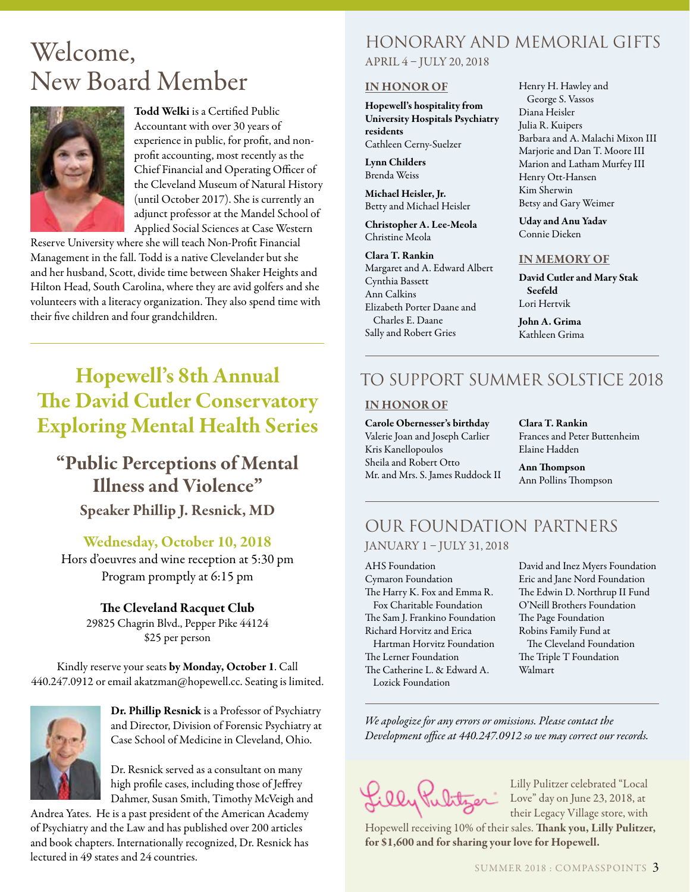# Welcome, New Board Member

**Todd Welki** is a Certified Public Accountant with over 30 years of experience in public, for profit, and non-profit accounting, most recently as the Chief Financial and Operating Officer of the Cleveland Museum of Natural History (until October 2017). She is currently an adjunct professor at the Mandel School of Applied Social Sciences at Case Western Reserve University where she will teach Non-Profit Financial Management in the fall. Todd is a native Clevelander but she and her husband, Scott, divide time between Shaker Heights and Hilton Head, South Carolina, where they are avid golfers and she volunteers with a literacy organization. They also spend time with their five children and four grandchildren.

---

# Hopewell's 8th Annual The David Cutler Conservatory Exploring Mental Health Series

## "Public Perceptions of Mental Illness and Violence"

### Speaker Phillip J. Resnick, MD

**Wednesday, October 10, 2018**

Hors d'oeuvres and wine reception at 5:30 pm
Program promptly at 6:15 pm

**The Cleveland Racquet Club**
29825 Chagrin Blvd., Pepper Pike 44124
$25 per person

Kindly reserve your seats **by Monday, October 1**. Call 440.247.0912 or email akatzman@hopewell.cc. Seating is limited.

**Dr. Phillip Resnick** is a Professor of Psychiatry and Director, Division of Forensic Psychiatry at Case School of Medicine in Cleveland, Ohio.

Dr. Resnick served as a consultant on many high profile cases, including those of Jeffrey Dahmer, Susan Smith, Timothy McVeigh and Andrea Yates. He is a past president of the American Academy of Psychiatry and the Law and has published over 200 articles and book chapters. Internationally recognized, Dr. Resnick has lectured in 49 states and 24 countries.

# HONORARY AND MEMORIAL GIFTS

APRIL 4 – JULY 20, 2018

### IN HONOR OF

**Hopewell's hospitality from University Hospitals Psychiatry residents**
Cathleen Cerny-Suelzer

**Lynn Childers**
Brenda Weiss

**Michael Heisler, Jr.**
Betty and Michael Heisler

**Christopher A. Lee-Meola**
Christine Meola

**Clara T. Rankin**
Margaret and A. Edward Albert
Cynthia Bassett
Ann Calkins
Elizabeth Porter Daane and Charles E. Daane
Sally and Robert Gries
Henry H. Hawley and George S. Vassos
Diana Heisler
Julia R. Kuipers
Barbara and A. Malachi Mixon III
Marjorie and Dan T. Moore III
Marion and Latham Murfey III
Henry Ott-Hansen
Kim Sherwin
Betsy and Gary Weimer

**Uday and Anu Yadav**
Connie Dieken

### IN MEMORY OF

**David Cutler and Mary Stak Seefeld**
Lori Hertvik

**John A. Grima**
Kathleen Grima

---

# TO SUPPORT SUMMER SOLSTICE 2018

### IN HONOR OF

**Carole Obernesser's birthday**
Valerie Joan and Joseph Carlier
Kris Kanellopoulos
Sheila and Robert Otto
Mr. and Mrs. S. James Ruddock II

**Clara T. Rankin**
Frances and Peter Buttenheim
Elaine Hadden

**Ann Thompson**
Ann Pollins Thompson

---

# OUR FOUNDATION PARTNERS

JANUARY 1 – JULY 31, 2018

AHS Foundation
Cymaron Foundation
The Harry K. Fox and Emma R. Fox Charitable Foundation
The Sam J. Frankino Foundation
Richard Horvitz and Erica Hartman Horvitz Foundation
The Lerner Foundation
The Catherine L. & Edward A. Lozick Foundation
David and Inez Myers Foundation
Eric and Jane Nord Foundation
The Edwin D. Northrup II Fund
O'Neill Brothers Foundation
The Page Foundation
Robins Family Fund at The Cleveland Foundation
The Triple T Foundation
Walmart

---

*We apologize for any errors or omissions. Please contact the Development office at 440.247.0912 so we may correct our records.*

Lilly Pulitzer celebrated "Local Love" day on June 23, 2018, at their Legacy Village store, with Hopewell receiving 10% of their sales. **Thank you, Lilly Pulitzer, for $1,600 and for sharing your love for Hopewell.**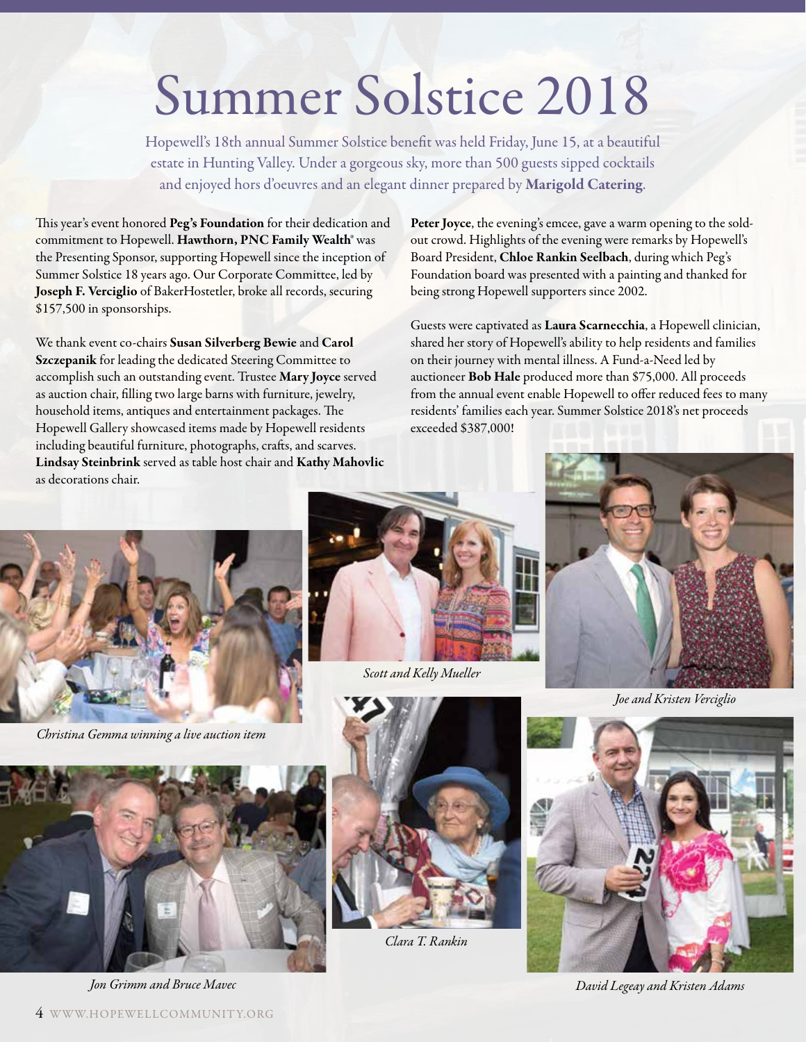# Summer Solstice 2018

Hopewell's 18th annual Summer Solstice benefit was held Friday, June 15, at a beautiful estate in Hunting Valley. Under a gorgeous sky, more than 500 guests sipped cocktails and enjoyed hors d'oeuvres and an elegant dinner prepared by **Marigold Catering**.

This year's event honored **Peg's Foundation** for their dedication and commitment to Hopewell. **Hawthorn, PNC Family Wealth®** was the Presenting Sponsor, supporting Hopewell since the inception of Summer Solstice 18 years ago. Our Corporate Committee, led by **Joseph F. Verciglio** of BakerHostetler, broke all records, securing $157,500 in sponsorships.

We thank event co-chairs **Susan Silverberg Bewie** and **Carol Szczepanik** for leading the dedicated Steering Committee to accomplish such an outstanding event. Trustee **Mary Joyce** served as auction chair, filling two large barns with furniture, jewelry, household items, antiques and entertainment packages. The Hopewell Gallery showcased items made by Hopewell residents including beautiful furniture, photographs, crafts, and scarves. **Lindsay Steinbrink** served as table host chair and **Kathy Mahovlic** as decorations chair.

**Peter Joyce**, the evening's emcee, gave a warm opening to the sold-out crowd. Highlights of the evening were remarks by Hopewell's Board President, **Chloe Rankin Seelbach**, during which Peg's Foundation board was presented with a painting and thanked for being strong Hopewell supporters since 2002.

Guests were captivated as **Laura Scarnecchia**, a Hopewell clinician, shared her story of Hopewell's ability to help residents and families on their journey with mental illness. A Fund-a-Need led by auctioneer **Bob Hale** produced more than $75,000. All proceeds from the annual event enable Hopewell to offer reduced fees to many residents' families each year. Summer Solstice 2018's net proceeds exceeded $387,000!

*Christina Gemma winning a live auction item*

*Scott and Kelly Mueller*

*Joe and Kristen Verciglio*

*Jon Grimm and Bruce Mavec*

*Clara T. Rankin*

*David Legeay and Kristen Adams*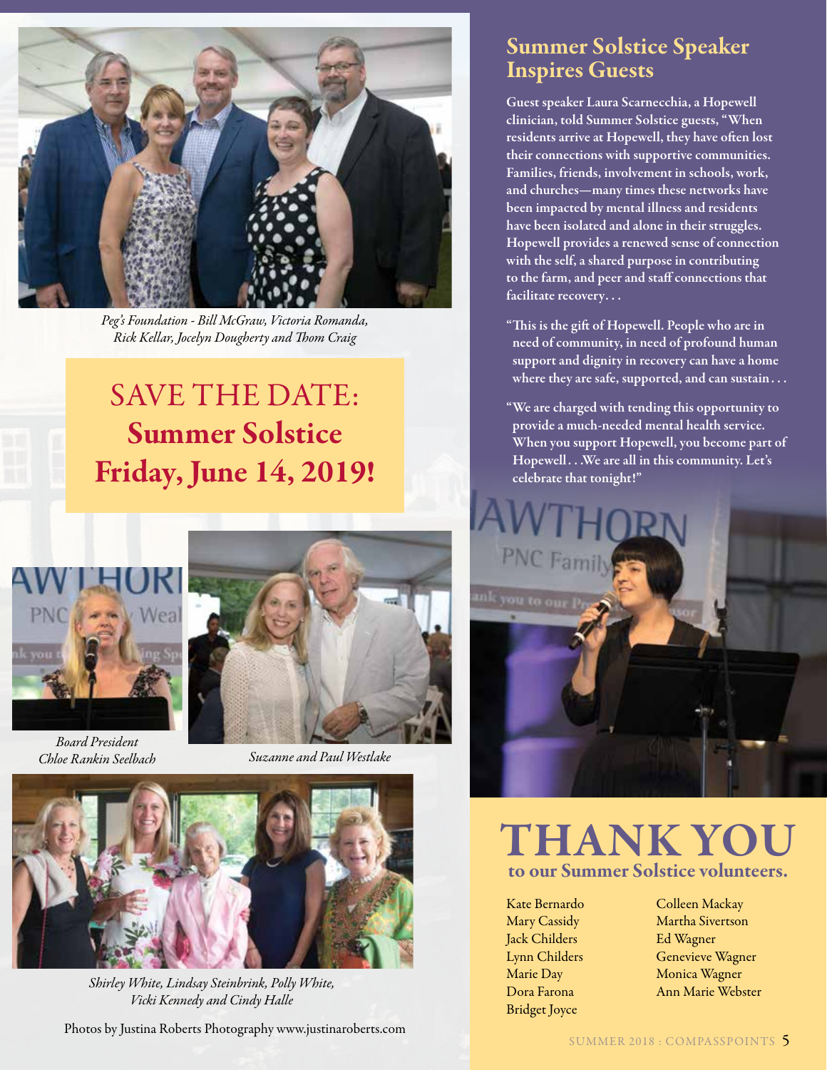*Peg's Foundation - Bill McGraw, Victoria Romanda, Rick Kellar, Jocelyn Dougherty and Thom Craig*

## SAVE THE DATE: Summer Solstice Friday, June 14, 2019!

*Board President Chloe Rankin Seelbach*

*Suzanne and Paul Westlake*

*Shirley White, Lindsay Steinbrink, Polly White, Vicki Kennedy and Cindy Halle*

Photos by Justina Roberts Photography www.justinaroberts.com

## Summer Solstice Speaker Inspires Guests

Guest speaker Laura Scarnecchia, a Hopewell clinician, told Summer Solstice guests, "When residents arrive at Hopewell, they have often lost their connections with supportive communities. Families, friends, involvement in schools, work, and churches—many times these networks have been impacted by mental illness and residents have been isolated and alone in their struggles. Hopewell provides a renewed sense of connection with the self, a shared purpose in contributing to the farm, and peer and staff connections that facilitate recovery…

"This is the gift of Hopewell. People who are in need of community, in need of profound human support and dignity in recovery can have a home where they are safe, supported, and can sustain…

"We are charged with tending this opportunity to provide a much-needed mental health service. When you support Hopewell, you become part of Hopewell…We are all in this community. Let's celebrate that tonight!"

# THANK YOU
## to our Summer Solstice volunteers.

Kate Bernardo
Mary Cassidy
Jack Childers
Lynn Childers
Marie Day
Dora Farona
Bridget Joyce
Colleen Mackay
Martha Sivertson
Ed Wagner
Genevieve Wagner
Monica Wagner
Ann Marie Webster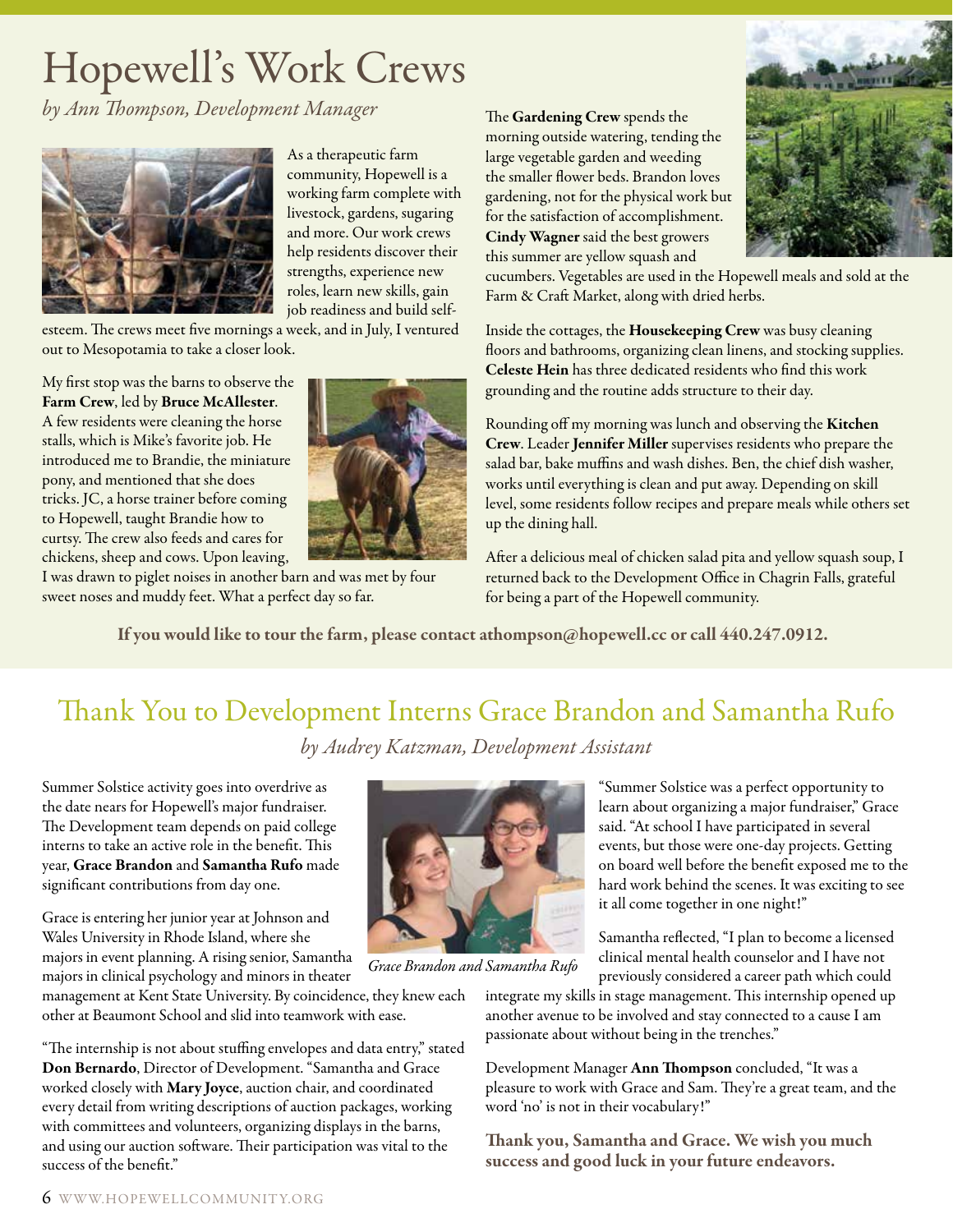# Hopewell's Work Crews

*by Ann Thompson, Development Manager*

As a therapeutic farm community, Hopewell is a working farm complete with livestock, gardens, sugaring and more. Our work crews help residents discover their strengths, experience new roles, learn new skills, gain job readiness and build self-esteem. The crews meet five mornings a week, and in July, I ventured out to Mesopotamia to take a closer look.

My first stop was the barns to observe the **Farm Crew**, led by **Bruce McAllester**. A few residents were cleaning the horse stalls, which is Mike's favorite job. He introduced me to Brandie, the miniature pony, and mentioned that she does tricks. JC, a horse trainer before coming to Hopewell, taught Brandie how to curtsy. The crew also feeds and cares for chickens, sheep and cows. Upon leaving, I was drawn to piglet noises in another barn and was met by four sweet noses and muddy feet. What a perfect day so far.

The **Gardening Crew** spends the morning outside watering, tending the large vegetable garden and weeding the smaller flower beds. Brandon loves gardening, not for the physical work but for the satisfaction of accomplishment. **Cindy Wagner** said the best growers this summer are yellow squash and cucumbers. Vegetables are used in the Hopewell meals and sold at the Farm & Craft Market, along with dried herbs.

Inside the cottages, the **Housekeeping Crew** was busy cleaning floors and bathrooms, organizing clean linens, and stocking supplies. **Celeste Hein** has three dedicated residents who find this work grounding and the routine adds structure to their day.

Rounding off my morning was lunch and observing the **Kitchen Crew**. Leader **Jennifer Miller** supervises residents who prepare the salad bar, bake muffins and wash dishes. Ben, the chief dish washer, works until everything is clean and put away. Depending on skill level, some residents follow recipes and prepare meals while others set up the dining hall.

After a delicious meal of chicken salad pita and yellow squash soup, I returned back to the Development Office in Chagrin Falls, grateful for being a part of the Hopewell community.

**If you would like to tour the farm, please contact athompson@hopewell.cc or call 440.247.0912.**

## Thank You to Development Interns Grace Brandon and Samantha Rufo

*by Audrey Katzman, Development Assistant*

Summer Solstice activity goes into overdrive as the date nears for Hopewell's major fundraiser. The Development team depends on paid college interns to take an active role in the benefit. This year, **Grace Brandon** and **Samantha Rufo** made significant contributions from day one.

Grace is entering her junior year at Johnson and Wales University in Rhode Island, where she majors in event planning. A rising senior, Samantha majors in clinical psychology and minors in theater management at Kent State University. By coincidence, they knew each other at Beaumont School and slid into teamwork with ease.

"The internship is not about stuffing envelopes and data entry," stated **Don Bernardo**, Director of Development. "Samantha and Grace worked closely with **Mary Joyce**, auction chair, and coordinated every detail from writing descriptions of auction packages, working with committees and volunteers, organizing displays in the barns, and using our auction software. Their participation was vital to the success of the benefit."

*Grace Brandon and Samantha Rufo*

"Summer Solstice was a perfect opportunity to learn about organizing a major fundraiser," Grace said. "At school I have participated in several events, but those were one-day projects. Getting on board well before the benefit exposed me to the hard work behind the scenes. It was exciting to see it all come together in one night!"

Samantha reflected, "I plan to become a licensed clinical mental health counselor and I have not previously considered a career path which could integrate my skills in stage management. This internship opened up another avenue to be involved and stay connected to a cause I am passionate about without being in the trenches."

Development Manager **Ann Thompson** concluded, "It was a pleasure to work with Grace and Sam. They're a great team, and the word 'no' is not in their vocabulary!"

**Thank you, Samantha and Grace. We wish you much success and good luck in your future endeavors.**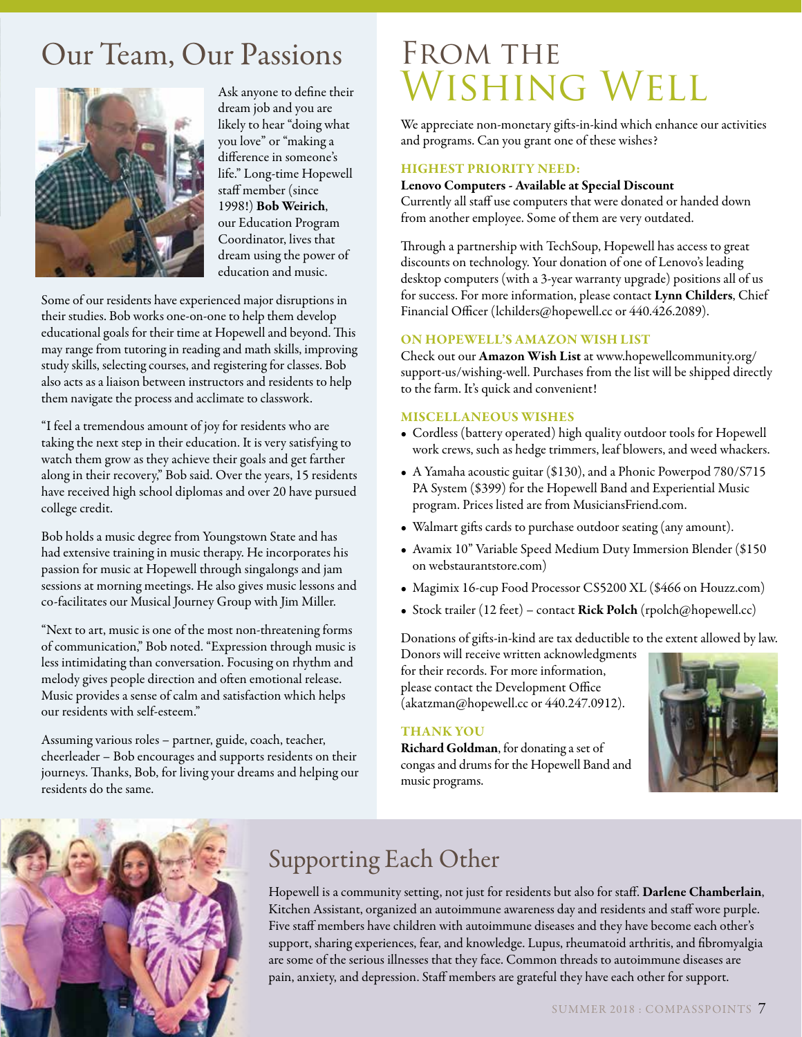## Our Team, Our Passions

Ask anyone to define their dream job and you are likely to hear "doing what you love" or "making a difference in someone's life." Long-time Hopewell staff member (since 1998!) **Bob Weirich**, our Education Program Coordinator, lives that dream using the power of education and music.

Some of our residents have experienced major disruptions in their studies. Bob works one-on-one to help them develop educational goals for their time at Hopewell and beyond. This may range from tutoring in reading and math skills, improving study skills, selecting courses, and registering for classes. Bob also acts as a liaison between instructors and residents to help them navigate the process and acclimate to classwork.

"I feel a tremendous amount of joy for residents who are taking the next step in their education. It is very satisfying to watch them grow as they achieve their goals and get farther along in their recovery," Bob said. Over the years, 15 residents have received high school diplomas and over 20 have pursued college credit.

Bob holds a music degree from Youngstown State and has had extensive training in music therapy. He incorporates his passion for music at Hopewell through singalongs and jam sessions at morning meetings. He also gives music lessons and co-facilitates our Musical Journey Group with Jim Miller.

"Next to art, music is one of the most non-threatening forms of communication," Bob noted. "Expression through music is less intimidating than conversation. Focusing on rhythm and melody gives people direction and often emotional release. Music provides a sense of calm and satisfaction which helps our residents with self-esteem."

Assuming various roles – partner, guide, coach, teacher, cheerleader – Bob encourages and supports residents on their journeys. Thanks, Bob, for living your dreams and helping our residents do the same.

## From the Wishing Well

We appreciate non-monetary gifts-in-kind which enhance our activities and programs. Can you grant one of these wishes?

### HIGHEST PRIORITY NEED:

**Lenovo Computers - Available at Special Discount**
Currently all staff use computers that were donated or handed down from another employee. Some of them are very outdated.

Through a partnership with TechSoup, Hopewell has access to great discounts on technology. Your donation of one of Lenovo's leading desktop computers (with a 3-year warranty upgrade) positions all of us for success. For more information, please contact **Lynn Childers**, Chief Financial Officer (lchilders@hopewell.cc or 440.426.2089).

### ON HOPEWELL'S AMAZON WISH LIST

Check out our **Amazon Wish List** at www.hopewellcommunity.org/support-us/wishing-well. Purchases from the list will be shipped directly to the farm. It's quick and convenient!

### MISCELLANEOUS WISHES

- Cordless (battery operated) high quality outdoor tools for Hopewell work crews, such as hedge trimmers, leaf blowers, and weed whackers.
- A Yamaha acoustic guitar ($130), and a Phonic Powerpod 780/S715 PA System ($399) for the Hopewell Band and Experiential Music program. Prices listed are from MusiciansFriend.com.
- Walmart gifts cards to purchase outdoor seating (any amount).
- Avamix 10" Variable Speed Medium Duty Immersion Blender ($150 on webstaurantstore.com)
- Magimix 16-cup Food Processor CS5200 XL ($466 on Houzz.com)
- Stock trailer (12 feet) – contact **Rick Polch** (rpolch@hopewell.cc)

Donations of gifts-in-kind are tax deductible to the extent allowed by law. Donors will receive written acknowledgments for their records. For more information, please contact the Development Office (akatzman@hopewell.cc or 440.247.0912).

### THANK YOU

**Richard Goldman**, for donating a set of congas and drums for the Hopewell Band and music programs.

## Supporting Each Other

Hopewell is a community setting, not just for residents but also for staff. **Darlene Chamberlain**, Kitchen Assistant, organized an autoimmune awareness day and residents and staff wore purple. Five staff members have children with autoimmune diseases and they have become each other's support, sharing experiences, fear, and knowledge. Lupus, rheumatoid arthritis, and fibromyalgia are some of the serious illnesses that they face. Common threads to autoimmune diseases are pain, anxiety, and depression. Staff members are grateful they have each other for support.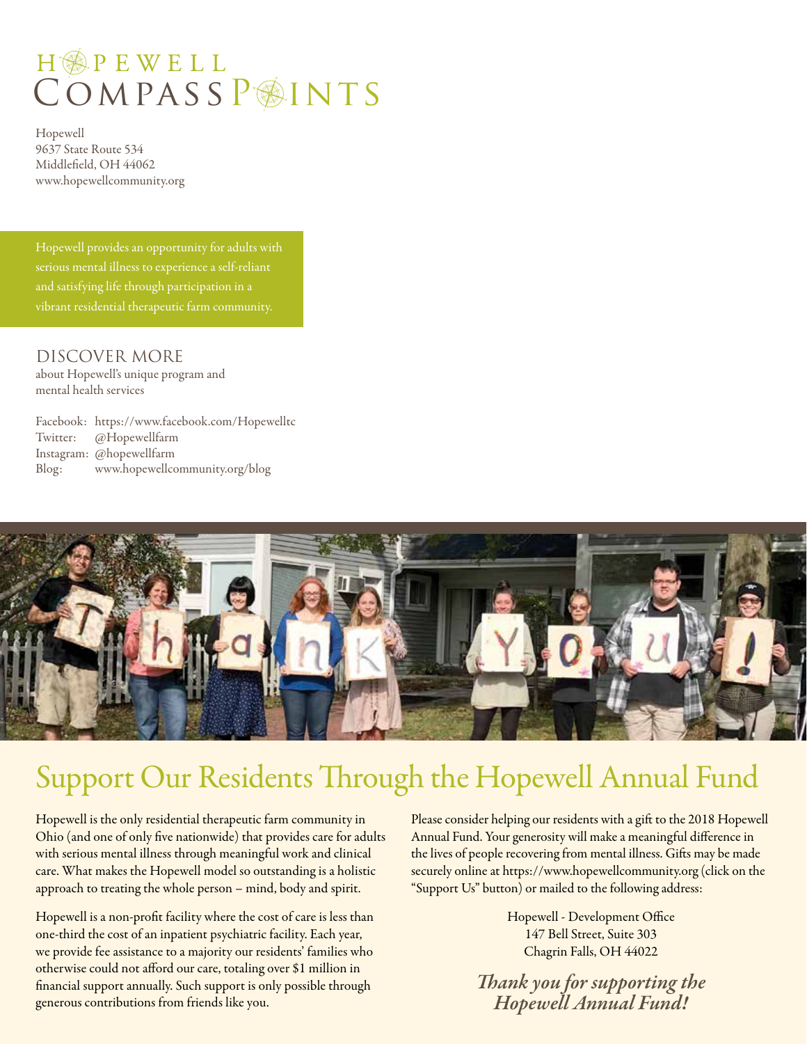# HOPEWELL COMPASS POINTS

Hopewell
9637 State Route 534
Middlefield, OH 44062
www.hopewellcommunity.org

Hopewell provides an opportunity for adults with serious mental illness to experience a self-reliant and satisfying life through participation in a vibrant residential therapeutic farm community.

## DISCOVER MORE

about Hopewell's unique program and mental health services

Facebook: https://www.facebook.com/Hopewelltc
Twitter: @Hopewellfarm
Instagram: @hopewellfarm
Blog: www.hopewellcommunity.org/blog

## Support Our Residents Through the Hopewell Annual Fund

Hopewell is the only residential therapeutic farm community in Ohio (and one of only five nationwide) that provides care for adults with serious mental illness through meaningful work and clinical care. What makes the Hopewell model so outstanding is a holistic approach to treating the whole person – mind, body and spirit.

Hopewell is a non-profit facility where the cost of care is less than one-third the cost of an inpatient psychiatric facility. Each year, we provide fee assistance to a majority our residents' families who otherwise could not afford our care, totaling over $1 million in financial support annually. Such support is only possible through generous contributions from friends like you.

Please consider helping our residents with a gift to the 2018 Hopewell Annual Fund. Your generosity will make a meaningful difference in the lives of people recovering from mental illness. Gifts may be made securely online at https://www.hopewellcommunity.org (click on the "Support Us" button) or mailed to the following address:

Hopewell - Development Office
147 Bell Street, Suite 303
Chagrin Falls, OH 44022

***Thank you for supporting the Hopewell Annual Fund!***